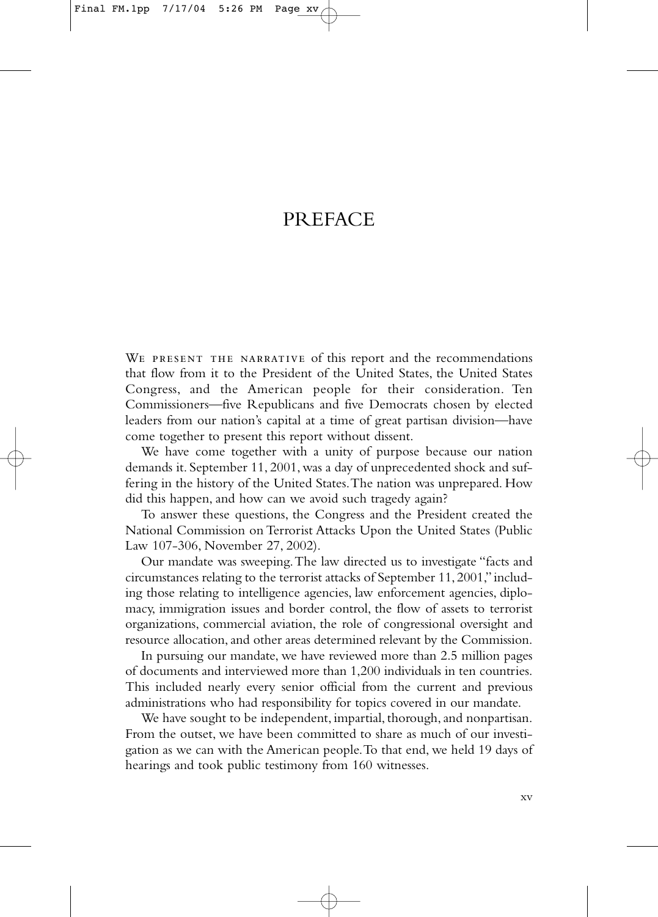# PREFACE

We present the narrative of this report and the recommendations that flow from it to the President of the United States, the United States Congress, and the American people for their consideration. Ten Commissioners—five Republicans and five Democrats chosen by elected leaders from our nation's capital at a time of great partisan division—have come together to present this report without dissent.

We have come together with a unity of purpose because our nation demands it. September 11, 2001, was a day of unprecedented shock and suffering in the history of the United States. The nation was unprepared. How did this happen, and how can we avoid such tragedy again?

To answer these questions, the Congress and the President created the National Commission on Terrorist Attacks Upon the United States (Public Law 107-306, November 27, 2002).

Our mandate was sweeping. The law directed us to investigate "facts and circumstances relating to the terrorist attacks of September 11, 2001," including those relating to intelligence agencies, law enforcement agencies, diplomacy, immigration issues and border control, the flow of assets to terrorist organizations, commercial aviation, the role of congressional oversight and resource allocation, and other areas determined relevant by the Commission.

In pursuing our mandate, we have reviewed more than 2.5 million pages of documents and interviewed more than 1,200 individuals in ten countries. This included nearly every senior official from the current and previous administrations who had responsibility for topics covered in our mandate.

We have sought to be independent, impartial, thorough, and nonpartisan. From the outset, we have been committed to share as much of our investigation as we can with the American people. To that end, we held 19 days of hearings and took public testimony from 160 witnesses.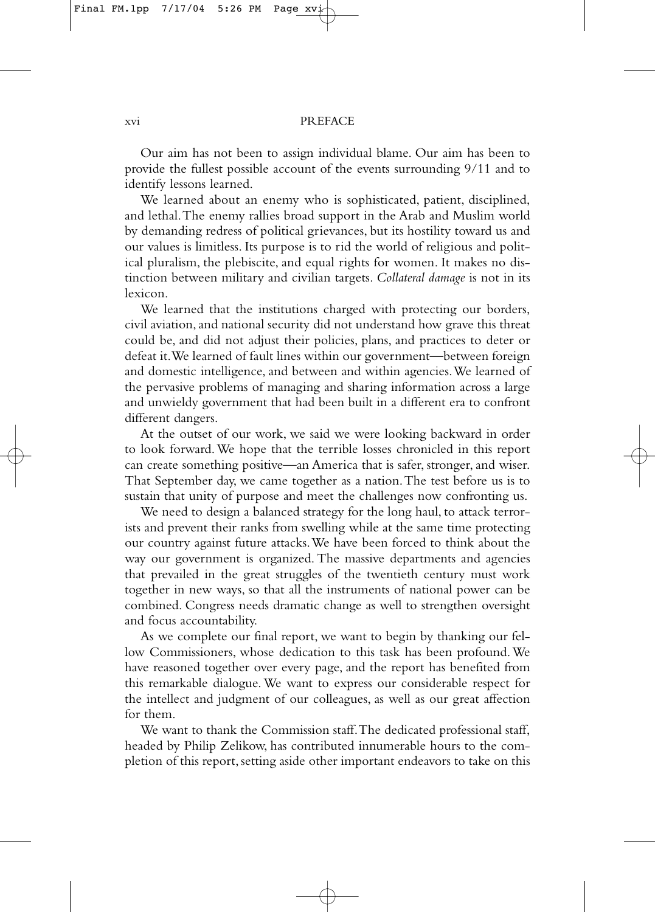Our aim has not been to assign individual blame. Our aim has been to provide the fullest possible account of the events surrounding 9/11 and to identify lessons learned.

We learned about an enemy who is sophisticated, patient, disciplined, and lethal. The enemy rallies broad support in the Arab and Muslim world by demanding redress of political grievances, but its hostility toward us and our values is limitless. Its purpose is to rid the world of religious and political pluralism, the plebiscite, and equal rights for women. It makes no distinction between military and civilian targets. *Collateral damage* is not in its lexicon.

We learned that the institutions charged with protecting our borders, civil aviation, and national security did not understand how grave this threat could be, and did not adjust their policies, plans, and practices to deter or defeat it. We learned of fault lines within our government—between foreign and domestic intelligence, and between and within agencies. We learned of the pervasive problems of managing and sharing information across a large and unwieldy government that had been built in a different era to confront different dangers.

At the outset of our work, we said we were looking backward in order to look forward. We hope that the terrible losses chronicled in this report can create something positive—an America that is safer, stronger, and wiser. That September day, we came together as a nation. The test before us is to sustain that unity of purpose and meet the challenges now confronting us.

We need to design a balanced strategy for the long haul, to attack terrorists and prevent their ranks from swelling while at the same time protecting our country against future attacks. We have been forced to think about the way our government is organized. The massive departments and agencies that prevailed in the great struggles of the twentieth century must work together in new ways, so that all the instruments of national power can be combined. Congress needs dramatic change as well to strengthen oversight and focus accountability.

As we complete our final report, we want to begin by thanking our fellow Commissioners, whose dedication to this task has been profound. We have reasoned together over every page, and the report has benefited from this remarkable dialogue. We want to express our considerable respect for the intellect and judgment of our colleagues, as well as our great affection for them.

We want to thank the Commission staff. The dedicated professional staff, headed by Philip Zelikow, has contributed innumerable hours to the completion of this report, setting aside other important endeavors to take on this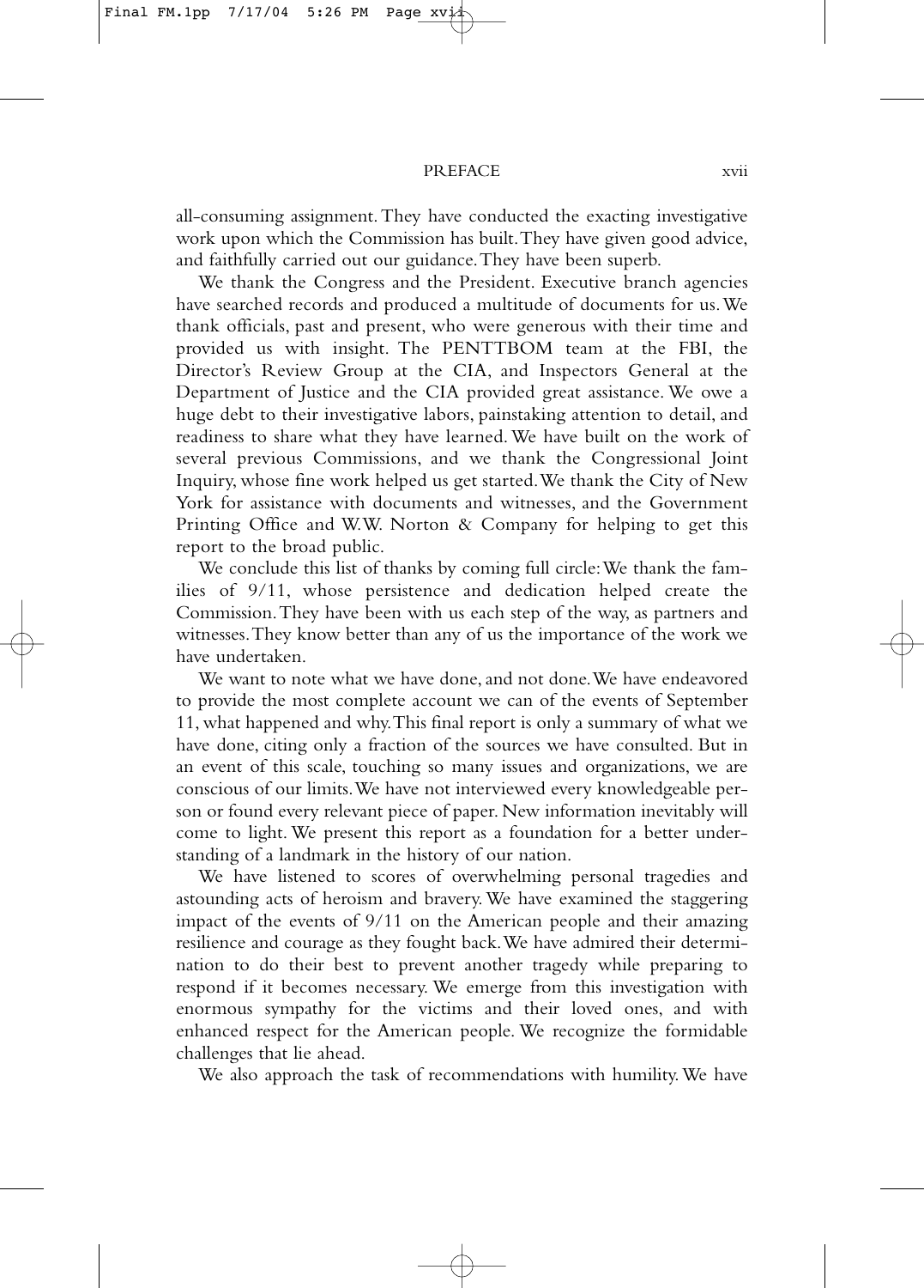all-consuming assignment. They have conducted the exacting investigative work upon which the Commission has built. They have given good advice, and faithfully carried out our guidance. They have been superb.

We thank the Congress and the President. Executive branch agencies have searched records and produced a multitude of documents for us. We thank officials, past and present, who were generous with their time and provided us with insight. The PENTTBOM team at the FBI, the Director's Review Group at the CIA, and Inspectors General at the Department of Justice and the CIA provided great assistance. We owe a huge debt to their investigative labors, painstaking attention to detail, and readiness to share what they have learned. We have built on the work of several previous Commissions, and we thank the Congressional Joint Inquiry, whose fine work helped us get started. We thank the City of New York for assistance with documents and witnesses, and the Government Printing Office and W.W. Norton & Company for helping to get this report to the broad public.

We conclude this list of thanks by coming full circle: We thank the families of 9/11, whose persistence and dedication helped create the Commission. They have been with us each step of the way, as partners and witnesses. They know better than any of us the importance of the work we have undertaken.

We want to note what we have done, and not done. We have endeavored to provide the most complete account we can of the events of September 11, what happened and why. This final report is only a summary of what we have done, citing only a fraction of the sources we have consulted. But in an event of this scale, touching so many issues and organizations, we are conscious of our limits. We have not interviewed every knowledgeable person or found every relevant piece of paper. New information inevitably will come to light. We present this report as a foundation for a better understanding of a landmark in the history of our nation.

We have listened to scores of overwhelming personal tragedies and astounding acts of heroism and bravery. We have examined the staggering impact of the events of 9/11 on the American people and their amazing resilience and courage as they fought back. We have admired their determination to do their best to prevent another tragedy while preparing to respond if it becomes necessary. We emerge from this investigation with enormous sympathy for the victims and their loved ones, and with enhanced respect for the American people. We recognize the formidable challenges that lie ahead.

We also approach the task of recommendations with humility. We have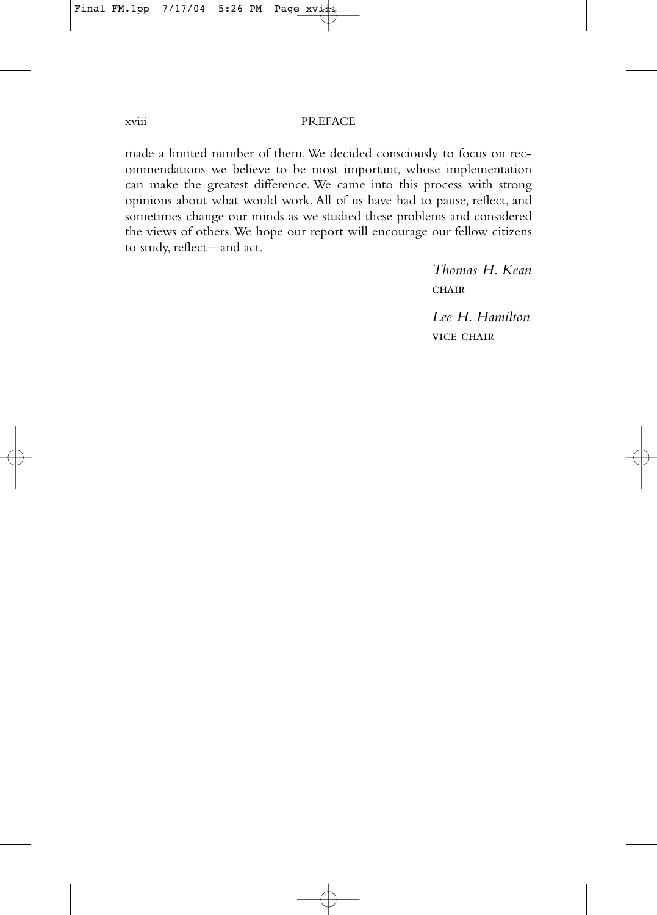made a limited number of them. We decided consciously to focus on recommendations we believe to be most important, whose implementation can make the greatest difference. We came into this process with strong opinions about what would work. All of us have had to pause, reflect, and sometimes change our minds as we studied these problems and considered the views of others. We hope our report will encourage our fellow citizens to study, reflect—and act.

*Thomas H. Kean*
CHAIR

*Lee H. Hamilton*
VICE CHAIR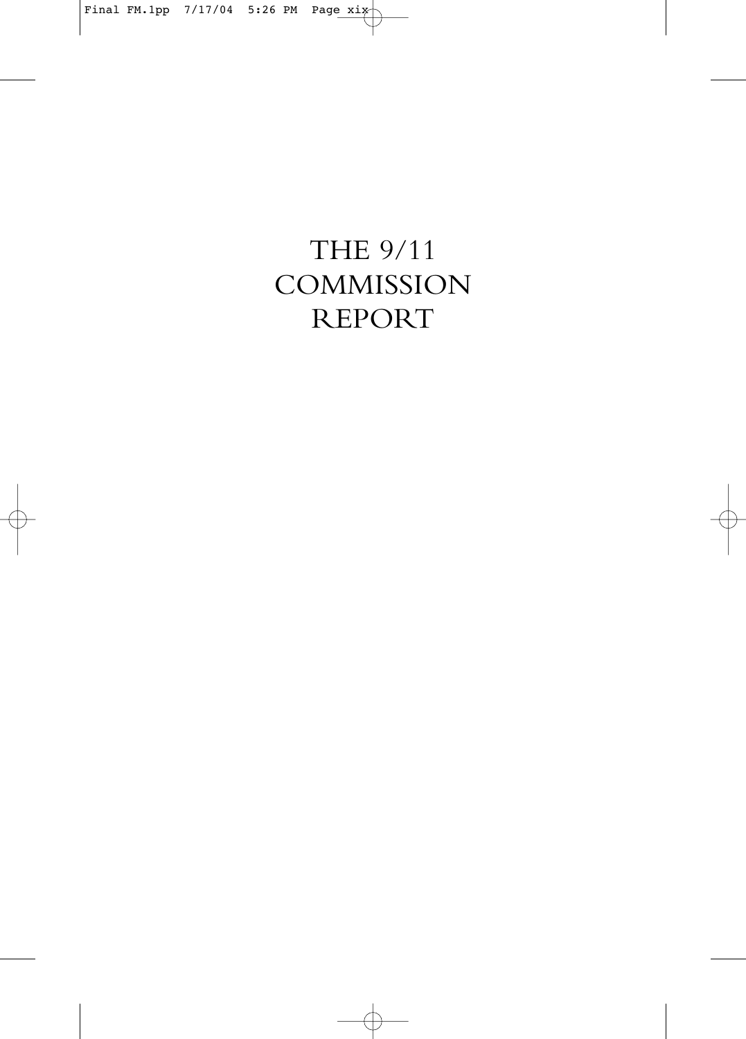# THE 9/11 COMMISSION REPORT